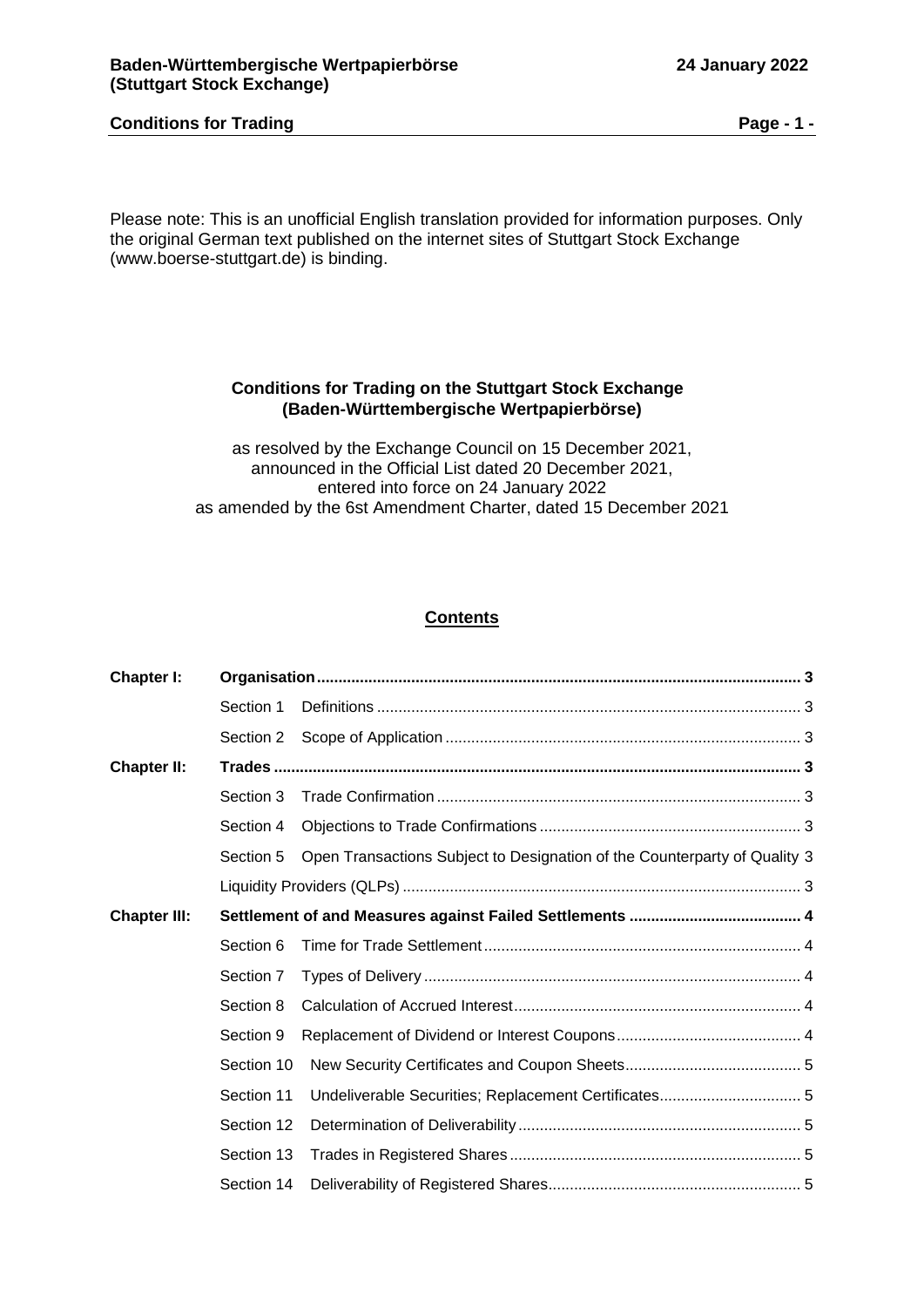Please note: This is an unofficial English translation provided for information purposes. Only the original German text published on the internet sites of Stuttgart Stock Exchange (www.boerse-stuttgart.de) is binding.

# Conditions for Trading on the Stuttgart Stock Exchange (Baden-Württembergische Wertpapierbörse)

as resolved by the Exchange Council on 15 December 2021,
announced in the Official List dated 20 December 2021,
entered into force on 24 January 2022
as amended by the 6st Amendment Charter, dated 15 December 2021

## Contents

| | | | |
|---|---|---|---|
| **Chapter I:** | **Organisation** | | **3** |
| | Section 1 | Definitions | 3 |
| | Section 2 | Scope of Application | 3 |
| **Chapter II:** | **Trades** | | **3** |
| | Section 3 | Trade Confirmation | 3 |
| | Section 4 | Objections to Trade Confirmations | 3 |
| | Section 5 | Open Transactions Subject to Designation of the Counterparty of Quality | 3 |
| | Liquidity Providers (QLPs) | | 3 |
| **Chapter III:** | **Settlement of and Measures against Failed Settlements** | | **4** |
| | Section 6 | Time for Trade Settlement | 4 |
| | Section 7 | Types of Delivery | 4 |
| | Section 8 | Calculation of Accrued Interest | 4 |
| | Section 9 | Replacement of Dividend or Interest Coupons | 4 |
| | Section 10 | New Security Certificates and Coupon Sheets | 5 |
| | Section 11 | Undeliverable Securities; Replacement Certificates | 5 |
| | Section 12 | Determination of Deliverability | 5 |
| | Section 13 | Trades in Registered Shares | 5 |
| | Section 14 | Deliverability of Registered Shares | 5 |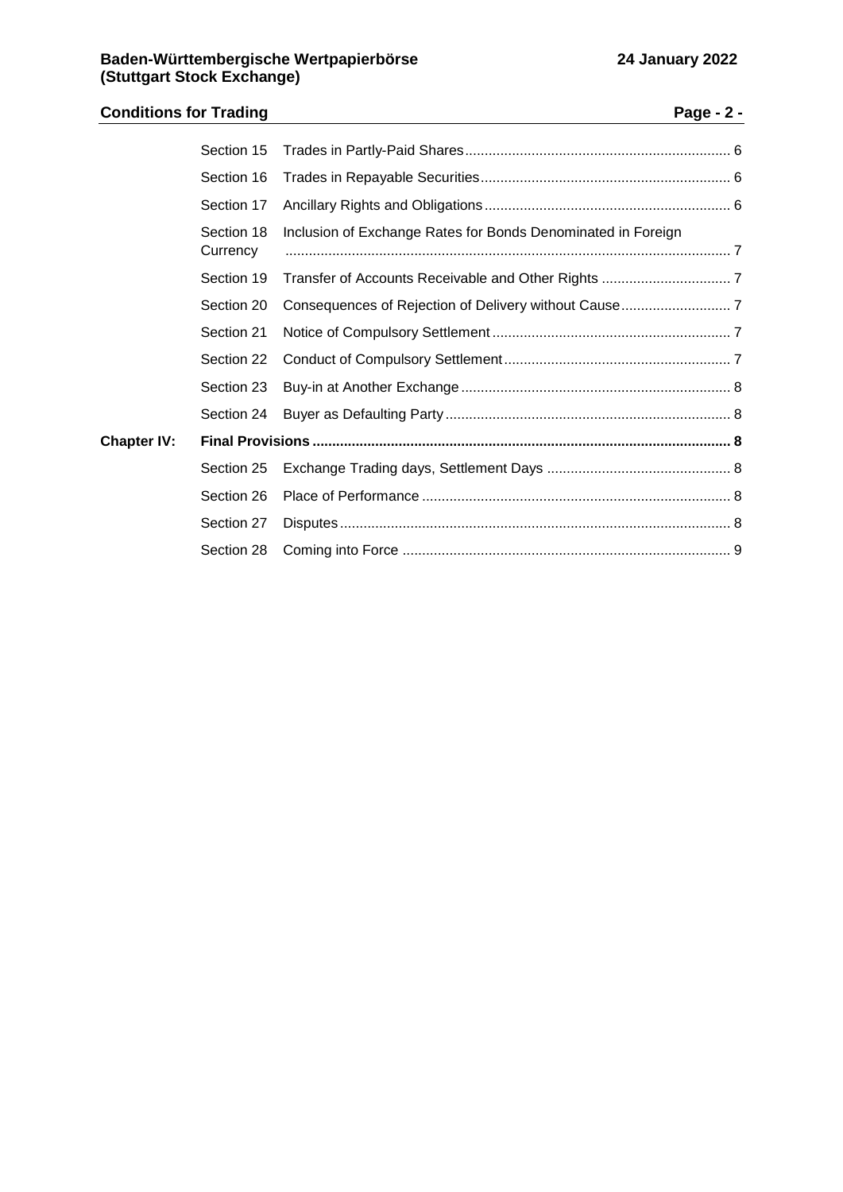| | | | |
|---|---|---|---|
| | Section 15 | Trades in Partly-Paid Shares | 6 |
| | Section 16 | Trades in Repayable Securities | 6 |
| | Section 17 | Ancillary Rights and Obligations | 6 |
| | Section 18 | Inclusion of Exchange Rates for Bonds Denominated in Foreign Currency | 7 |
| | Section 19 | Transfer of Accounts Receivable and Other Rights | 7 |
| | Section 20 | Consequences of Rejection of Delivery without Cause | 7 |
| | Section 21 | Notice of Compulsory Settlement | 7 |
| | Section 22 | Conduct of Compulsory Settlement | 7 |
| | Section 23 | Buy-in at Another Exchange | 8 |
| | Section 24 | Buyer as Defaulting Party | 8 |
| **Chapter IV:** | **Final Provisions** | | **8** |
| | Section 25 | Exchange Trading days, Settlement Days | 8 |
| | Section 26 | Place of Performance | 8 |
| | Section 27 | Disputes | 8 |
| | Section 28 | Coming into Force | 9 |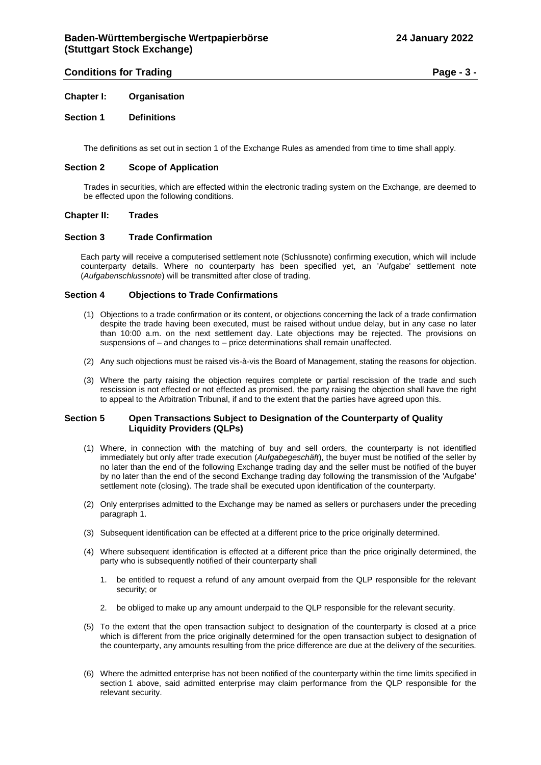## Chapter I: Organisation

### Section 1 Definitions

The definitions as set out in section 1 of the Exchange Rules as amended from time to time shall apply.

### Section 2 Scope of Application

Trades in securities, which are effected within the electronic trading system on the Exchange, are deemed to be effected upon the following conditions.

## Chapter II: Trades

### Section 3 Trade Confirmation

Each party will receive a computerised settlement note (Schlussnote) confirming execution, which will include counterparty details. Where no counterparty has been specified yet, an 'Aufgabe' settlement note (*Aufgabenschlussnote*) will be transmitted after close of trading.

### Section 4 Objections to Trade Confirmations

(1) Objections to a trade confirmation or its content, or objections concerning the lack of a trade confirmation despite the trade having been executed, must be raised without undue delay, but in any case no later than 10:00 a.m. on the next settlement day. Late objections may be rejected. The provisions on suspensions of – and changes to – price determinations shall remain unaffected.

(2) Any such objections must be raised vis-à-vis the Board of Management, stating the reasons for objection.

(3) Where the party raising the objection requires complete or partial rescission of the trade and such rescission is not effected or not effected as promised, the party raising the objection shall have the right to appeal to the Arbitration Tribunal, if and to the extent that the parties have agreed upon this.

### Section 5 Open Transactions Subject to Designation of the Counterparty of Quality Liquidity Providers (QLPs)

(1) Where, in connection with the matching of buy and sell orders, the counterparty is not identified immediately but only after trade execution (*Aufgabegeschäft*), the buyer must be notified of the seller by no later than the end of the following Exchange trading day and the seller must be notified of the buyer by no later than the end of the second Exchange trading day following the transmission of the 'Aufgabe' settlement note (closing). The trade shall be executed upon identification of the counterparty.

(2) Only enterprises admitted to the Exchange may be named as sellers or purchasers under the preceding paragraph 1.

(3) Subsequent identification can be effected at a different price to the price originally determined.

(4) Where subsequent identification is effected at a different price than the price originally determined, the party who is subsequently notified of their counterparty shall

1. be entitled to request a refund of any amount overpaid from the QLP responsible for the relevant security; or

2. be obliged to make up any amount underpaid to the QLP responsible for the relevant security.

(5) To the extent that the open transaction subject to designation of the counterparty is closed at a price which is different from the price originally determined for the open transaction subject to designation of the counterparty, any amounts resulting from the price difference are due at the delivery of the securities.

(6) Where the admitted enterprise has not been notified of the counterparty within the time limits specified in section 1 above, said admitted enterprise may claim performance from the QLP responsible for the relevant security.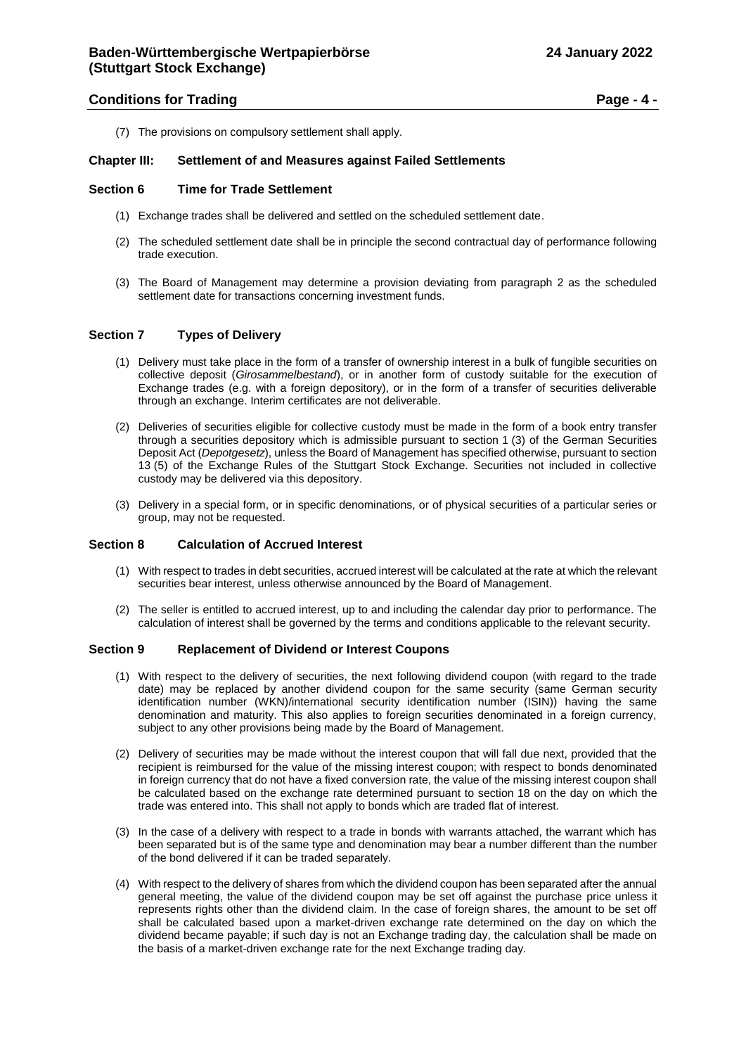(7) The provisions on compulsory settlement shall apply.

## Chapter III: Settlement of and Measures against Failed Settlements

### Section 6 Time for Trade Settlement

(1) Exchange trades shall be delivered and settled on the scheduled settlement date.

(2) The scheduled settlement date shall be in principle the second contractual day of performance following trade execution.

(3) The Board of Management may determine a provision deviating from paragraph 2 as the scheduled settlement date for transactions concerning investment funds.

### Section 7 Types of Delivery

(1) Delivery must take place in the form of a transfer of ownership interest in a bulk of fungible securities on collective deposit (*Girosammelbestand*), or in another form of custody suitable for the execution of Exchange trades (e.g. with a foreign depository), or in the form of a transfer of securities deliverable through an exchange. Interim certificates are not deliverable.

(2) Deliveries of securities eligible for collective custody must be made in the form of a book entry transfer through a securities depository which is admissible pursuant to section 1 (3) of the German Securities Deposit Act (*Depotgesetz*), unless the Board of Management has specified otherwise, pursuant to section 13 (5) of the Exchange Rules of the Stuttgart Stock Exchange. Securities not included in collective custody may be delivered via this depository.

(3) Delivery in a special form, or in specific denominations, or of physical securities of a particular series or group, may not be requested.

### Section 8 Calculation of Accrued Interest

(1) With respect to trades in debt securities, accrued interest will be calculated at the rate at which the relevant securities bear interest, unless otherwise announced by the Board of Management.

(2) The seller is entitled to accrued interest, up to and including the calendar day prior to performance. The calculation of interest shall be governed by the terms and conditions applicable to the relevant security.

### Section 9 Replacement of Dividend or Interest Coupons

(1) With respect to the delivery of securities, the next following dividend coupon (with regard to the trade date) may be replaced by another dividend coupon for the same security (same German security identification number (WKN)/international security identification number (ISIN)) having the same denomination and maturity. This also applies to foreign securities denominated in a foreign currency, subject to any other provisions being made by the Board of Management.

(2) Delivery of securities may be made without the interest coupon that will fall due next, provided that the recipient is reimbursed for the value of the missing interest coupon; with respect to bonds denominated in foreign currency that do not have a fixed conversion rate, the value of the missing interest coupon shall be calculated based on the exchange rate determined pursuant to section 18 on the day on which the trade was entered into. This shall not apply to bonds which are traded flat of interest.

(3) In the case of a delivery with respect to a trade in bonds with warrants attached, the warrant which has been separated but is of the same type and denomination may bear a number different than the number of the bond delivered if it can be traded separately.

(4) With respect to the delivery of shares from which the dividend coupon has been separated after the annual general meeting, the value of the dividend coupon may be set off against the purchase price unless it represents rights other than the dividend claim. In the case of foreign shares, the amount to be set off shall be calculated based upon a market-driven exchange rate determined on the day on which the dividend became payable; if such day is not an Exchange trading day, the calculation shall be made on the basis of a market-driven exchange rate for the next Exchange trading day.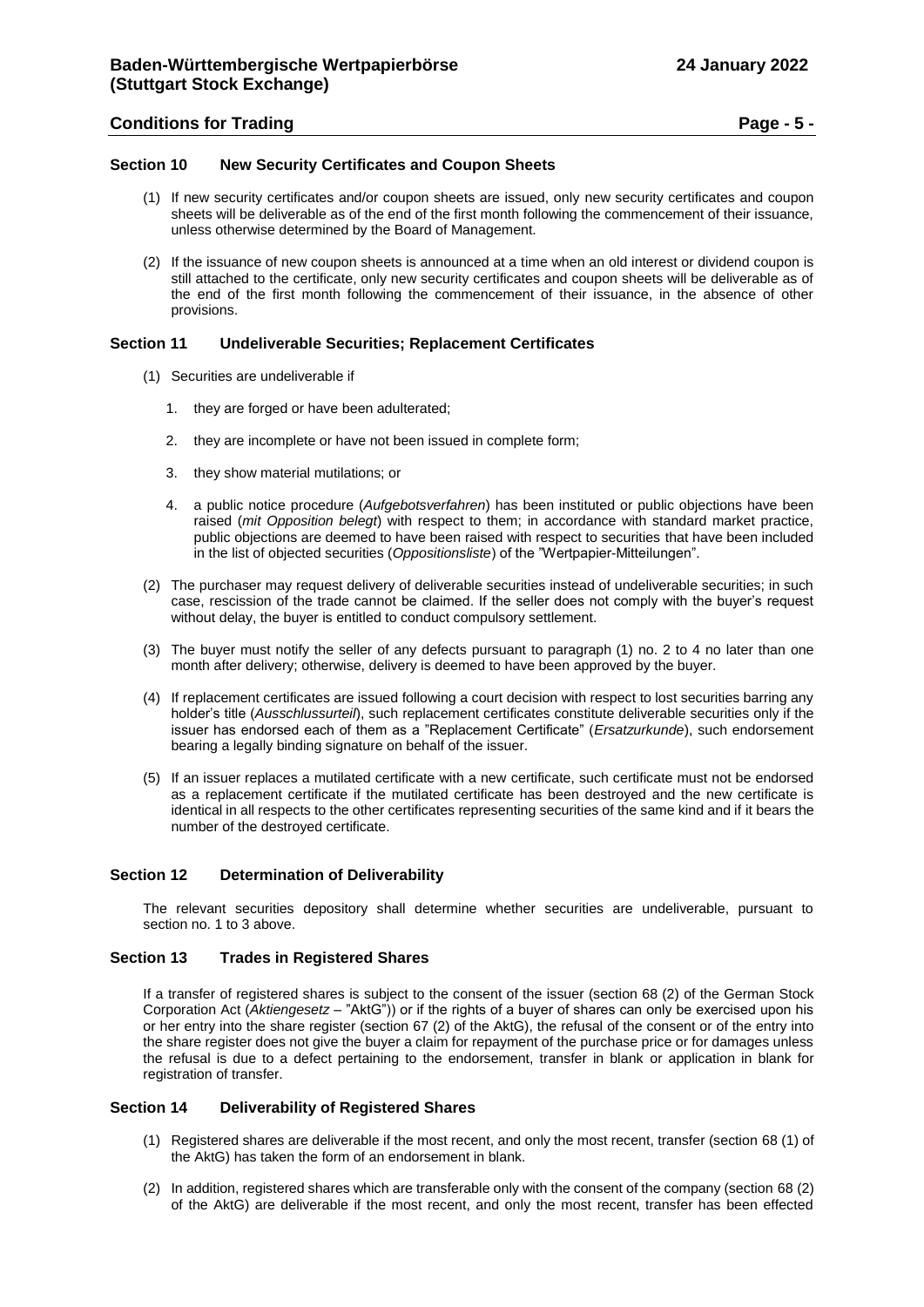### Section 10 New Security Certificates and Coupon Sheets

(1) If new security certificates and/or coupon sheets are issued, only new security certificates and coupon sheets will be deliverable as of the end of the first month following the commencement of their issuance, unless otherwise determined by the Board of Management.

(2) If the issuance of new coupon sheets is announced at a time when an old interest or dividend coupon is still attached to the certificate, only new security certificates and coupon sheets will be deliverable as of the end of the first month following the commencement of their issuance, in the absence of other provisions.

### Section 11 Undeliverable Securities; Replacement Certificates

(1) Securities are undeliverable if

1. they are forged or have been adulterated;
2. they are incomplete or have not been issued in complete form;
3. they show material mutilations; or
4. a public notice procedure (*Aufgebotsverfahren*) has been instituted or public objections have been raised (*mit Opposition belegt*) with respect to them; in accordance with standard market practice, public objections are deemed to have been raised with respect to securities that have been included in the list of objected securities (*Oppositionsliste*) of the "Wertpapier-Mitteilungen".

(2) The purchaser may request delivery of deliverable securities instead of undeliverable securities; in such case, rescission of the trade cannot be claimed. If the seller does not comply with the buyer's request without delay, the buyer is entitled to conduct compulsory settlement.

(3) The buyer must notify the seller of any defects pursuant to paragraph (1) no. 2 to 4 no later than one month after delivery; otherwise, delivery is deemed to have been approved by the buyer.

(4) If replacement certificates are issued following a court decision with respect to lost securities barring any holder's title (*Ausschlussurteil*), such replacement certificates constitute deliverable securities only if the issuer has endorsed each of them as a "Replacement Certificate" (*Ersatzurkunde*), such endorsement bearing a legally binding signature on behalf of the issuer.

(5) If an issuer replaces a mutilated certificate with a new certificate, such certificate must not be endorsed as a replacement certificate if the mutilated certificate has been destroyed and the new certificate is identical in all respects to the other certificates representing securities of the same kind and if it bears the number of the destroyed certificate.

### Section 12 Determination of Deliverability

The relevant securities depository shall determine whether securities are undeliverable, pursuant to section no. 1 to 3 above.

### Section 13 Trades in Registered Shares

If a transfer of registered shares is subject to the consent of the issuer (section 68 (2) of the German Stock Corporation Act (*Aktiengesetz* – "AktG")) or if the rights of a buyer of shares can only be exercised upon his or her entry into the share register (section 67 (2) of the AktG), the refusal of the consent or of the entry into the share register does not give the buyer a claim for repayment of the purchase price or for damages unless the refusal is due to a defect pertaining to the endorsement, transfer in blank or application in blank for registration of transfer.

### Section 14 Deliverability of Registered Shares

(1) Registered shares are deliverable if the most recent, and only the most recent, transfer (section 68 (1) of the AktG) has taken the form of an endorsement in blank.

(2) In addition, registered shares which are transferable only with the consent of the company (section 68 (2) of the AktG) are deliverable if the most recent, and only the most recent, transfer has been effected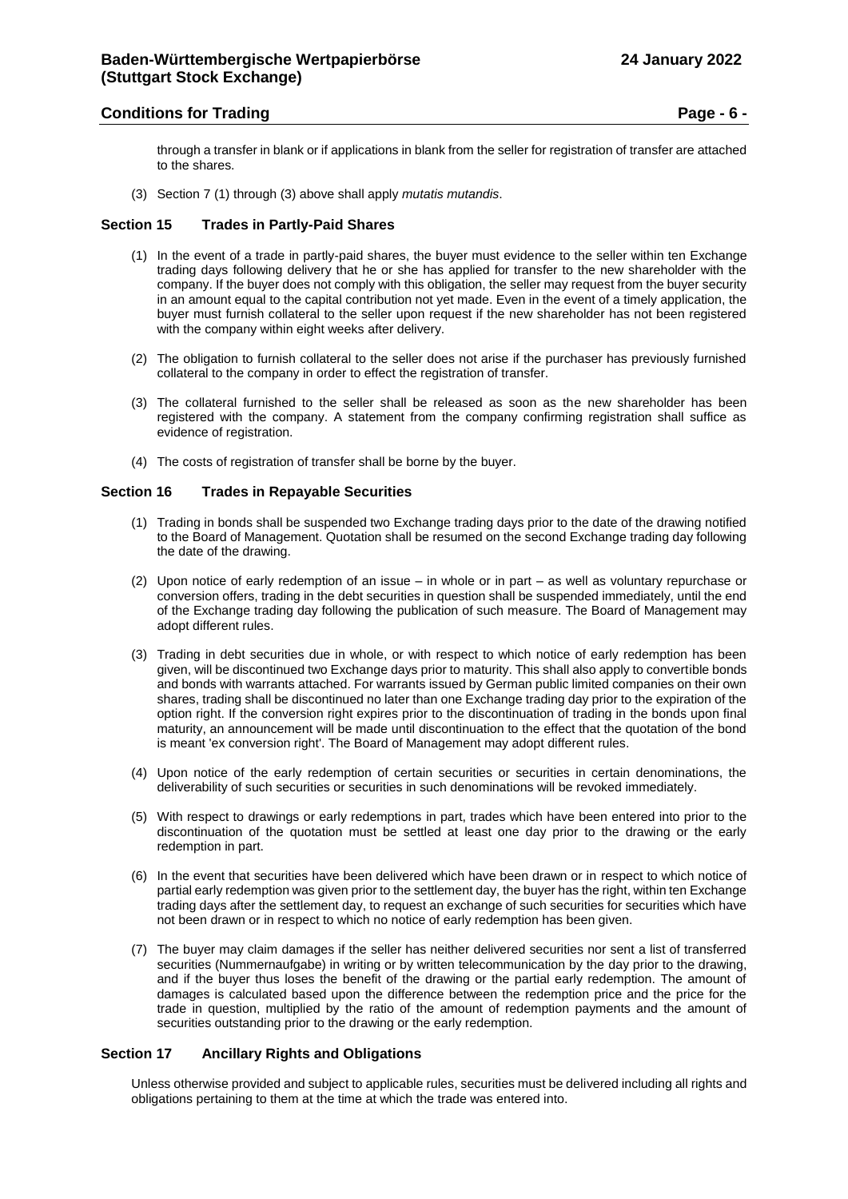through a transfer in blank or if applications in blank from the seller for registration of transfer are attached to the shares.

(3) Section 7 (1) through (3) above shall apply *mutatis mutandis*.

### Section 15 Trades in Partly-Paid Shares

(1) In the event of a trade in partly-paid shares, the buyer must evidence to the seller within ten Exchange trading days following delivery that he or she has applied for transfer to the new shareholder with the company. If the buyer does not comply with this obligation, the seller may request from the buyer security in an amount equal to the capital contribution not yet made. Even in the event of a timely application, the buyer must furnish collateral to the seller upon request if the new shareholder has not been registered with the company within eight weeks after delivery.

(2) The obligation to furnish collateral to the seller does not arise if the purchaser has previously furnished collateral to the company in order to effect the registration of transfer.

(3) The collateral furnished to the seller shall be released as soon as the new shareholder has been registered with the company. A statement from the company confirming registration shall suffice as evidence of registration.

(4) The costs of registration of transfer shall be borne by the buyer.

### Section 16 Trades in Repayable Securities

(1) Trading in bonds shall be suspended two Exchange trading days prior to the date of the drawing notified to the Board of Management. Quotation shall be resumed on the second Exchange trading day following the date of the drawing.

(2) Upon notice of early redemption of an issue – in whole or in part – as well as voluntary repurchase or conversion offers, trading in the debt securities in question shall be suspended immediately, until the end of the Exchange trading day following the publication of such measure. The Board of Management may adopt different rules.

(3) Trading in debt securities due in whole, or with respect to which notice of early redemption has been given, will be discontinued two Exchange days prior to maturity. This shall also apply to convertible bonds and bonds with warrants attached. For warrants issued by German public limited companies on their own shares, trading shall be discontinued no later than one Exchange trading day prior to the expiration of the option right. If the conversion right expires prior to the discontinuation of trading in the bonds upon final maturity, an announcement will be made until discontinuation to the effect that the quotation of the bond is meant 'ex conversion right'. The Board of Management may adopt different rules.

(4) Upon notice of the early redemption of certain securities or securities in certain denominations, the deliverability of such securities or securities in such denominations will be revoked immediately.

(5) With respect to drawings or early redemptions in part, trades which have been entered into prior to the discontinuation of the quotation must be settled at least one day prior to the drawing or the early redemption in part.

(6) In the event that securities have been delivered which have been drawn or in respect to which notice of partial early redemption was given prior to the settlement day, the buyer has the right, within ten Exchange trading days after the settlement day, to request an exchange of such securities for securities which have not been drawn or in respect to which no notice of early redemption has been given.

(7) The buyer may claim damages if the seller has neither delivered securities nor sent a list of transferred securities (Nummernaufgabe) in writing or by written telecommunication by the day prior to the drawing, and if the buyer thus loses the benefit of the drawing or the partial early redemption. The amount of damages is calculated based upon the difference between the redemption price and the price for the trade in question, multiplied by the ratio of the amount of redemption payments and the amount of securities outstanding prior to the drawing or the early redemption.

### Section 17 Ancillary Rights and Obligations

Unless otherwise provided and subject to applicable rules, securities must be delivered including all rights and obligations pertaining to them at the time at which the trade was entered into.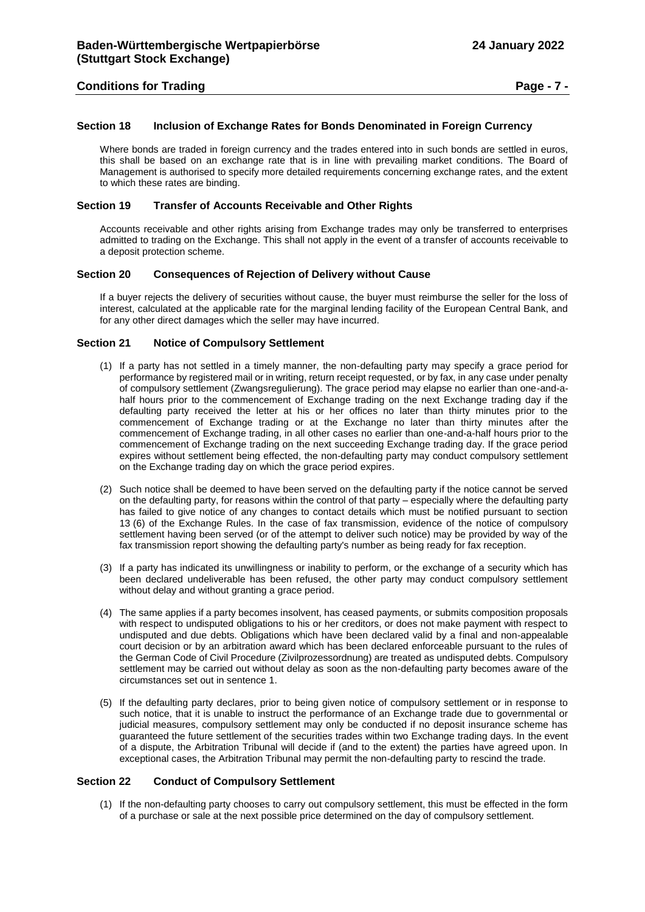### Section 18 Inclusion of Exchange Rates for Bonds Denominated in Foreign Currency

Where bonds are traded in foreign currency and the trades entered into in such bonds are settled in euros, this shall be based on an exchange rate that is in line with prevailing market conditions. The Board of Management is authorised to specify more detailed requirements concerning exchange rates, and the extent to which these rates are binding.

### Section 19 Transfer of Accounts Receivable and Other Rights

Accounts receivable and other rights arising from Exchange trades may only be transferred to enterprises admitted to trading on the Exchange. This shall not apply in the event of a transfer of accounts receivable to a deposit protection scheme.

### Section 20 Consequences of Rejection of Delivery without Cause

If a buyer rejects the delivery of securities without cause, the buyer must reimburse the seller for the loss of interest, calculated at the applicable rate for the marginal lending facility of the European Central Bank, and for any other direct damages which the seller may have incurred.

### Section 21 Notice of Compulsory Settlement

(1) If a party has not settled in a timely manner, the non-defaulting party may specify a grace period for performance by registered mail or in writing, return receipt requested, or by fax, in any case under penalty of compulsory settlement (Zwangsregulierung). The grace period may elapse no earlier than one-and-a-half hours prior to the commencement of Exchange trading on the next Exchange trading day if the defaulting party received the letter at his or her offices no later than thirty minutes prior to the commencement of Exchange trading or at the Exchange no later than thirty minutes after the commencement of Exchange trading, in all other cases no earlier than one-and-a-half hours prior to the commencement of Exchange trading on the next succeeding Exchange trading day. If the grace period expires without settlement being effected, the non-defaulting party may conduct compulsory settlement on the Exchange trading day on which the grace period expires.

(2) Such notice shall be deemed to have been served on the defaulting party if the notice cannot be served on the defaulting party, for reasons within the control of that party – especially where the defaulting party has failed to give notice of any changes to contact details which must be notified pursuant to section 13 (6) of the Exchange Rules. In the case of fax transmission, evidence of the notice of compulsory settlement having been served (or of the attempt to deliver such notice) may be provided by way of the fax transmission report showing the defaulting party's number as being ready for fax reception.

(3) If a party has indicated its unwillingness or inability to perform, or the exchange of a security which has been declared undeliverable has been refused, the other party may conduct compulsory settlement without delay and without granting a grace period.

(4) The same applies if a party becomes insolvent, has ceased payments, or submits composition proposals with respect to undisputed obligations to his or her creditors, or does not make payment with respect to undisputed and due debts. Obligations which have been declared valid by a final and non-appealable court decision or by an arbitration award which has been declared enforceable pursuant to the rules of the German Code of Civil Procedure (Zivilprozessordnung) are treated as undisputed debts. Compulsory settlement may be carried out without delay as soon as the non-defaulting party becomes aware of the circumstances set out in sentence 1.

(5) If the defaulting party declares, prior to being given notice of compulsory settlement or in response to such notice, that it is unable to instruct the performance of an Exchange trade due to governmental or judicial measures, compulsory settlement may only be conducted if no deposit insurance scheme has guaranteed the future settlement of the securities trades within two Exchange trading days. In the event of a dispute, the Arbitration Tribunal will decide if (and to the extent) the parties have agreed upon. In exceptional cases, the Arbitration Tribunal may permit the non-defaulting party to rescind the trade.

### Section 22 Conduct of Compulsory Settlement

(1) If the non-defaulting party chooses to carry out compulsory settlement, this must be effected in the form of a purchase or sale at the next possible price determined on the day of compulsory settlement.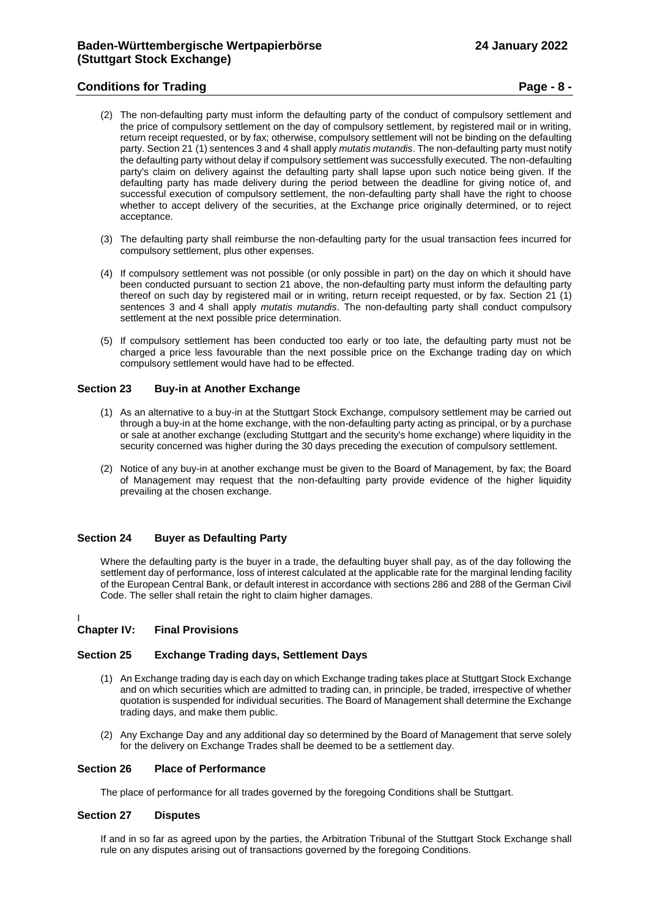(2) The non-defaulting party must inform the defaulting party of the conduct of compulsory settlement and the price of compulsory settlement on the day of compulsory settlement, by registered mail or in writing, return receipt requested, or by fax; otherwise, compulsory settlement will not be binding on the defaulting party. Section 21 (1) sentences 3 and 4 shall apply *mutatis mutandis*. The non-defaulting party must notify the defaulting party without delay if compulsory settlement was successfully executed. The non-defaulting party's claim on delivery against the defaulting party shall lapse upon such notice being given. If the defaulting party has made delivery during the period between the deadline for giving notice of, and successful execution of compulsory settlement, the non-defaulting party shall have the right to choose whether to accept delivery of the securities, at the Exchange price originally determined, or to reject acceptance.

(3) The defaulting party shall reimburse the non-defaulting party for the usual transaction fees incurred for compulsory settlement, plus other expenses.

(4) If compulsory settlement was not possible (or only possible in part) on the day on which it should have been conducted pursuant to section 21 above, the non-defaulting party must inform the defaulting party thereof on such day by registered mail or in writing, return receipt requested, or by fax. Section 21 (1) sentences 3 and 4 shall apply *mutatis mutandis*. The non-defaulting party shall conduct compulsory settlement at the next possible price determination.

(5) If compulsory settlement has been conducted too early or too late, the defaulting party must not be charged a price less favourable than the next possible price on the Exchange trading day on which compulsory settlement would have had to be effected.

### Section 23 Buy-in at Another Exchange

(1) As an alternative to a buy-in at the Stuttgart Stock Exchange, compulsory settlement may be carried out through a buy-in at the home exchange, with the non-defaulting party acting as principal, or by a purchase or sale at another exchange (excluding Stuttgart and the security's home exchange) where liquidity in the security concerned was higher during the 30 days preceding the execution of compulsory settlement.

(2) Notice of any buy-in at another exchange must be given to the Board of Management, by fax; the Board of Management may request that the non-defaulting party provide evidence of the higher liquidity prevailing at the chosen exchange.

### Section 24 Buyer as Defaulting Party

Where the defaulting party is the buyer in a trade, the defaulting buyer shall pay, as of the day following the settlement day of performance, loss of interest calculated at the applicable rate for the marginal lending facility of the European Central Bank, or default interest in accordance with sections 286 and 288 of the German Civil Code. The seller shall retain the right to claim higher damages.

## Chapter IV: Final Provisions

### Section 25 Exchange Trading days, Settlement Days

(1) An Exchange trading day is each day on which Exchange trading takes place at Stuttgart Stock Exchange and on which securities which are admitted to trading can, in principle, be traded, irrespective of whether quotation is suspended for individual securities. The Board of Management shall determine the Exchange trading days, and make them public.

(2) Any Exchange Day and any additional day so determined by the Board of Management that serve solely for the delivery on Exchange Trades shall be deemed to be a settlement day.

### Section 26 Place of Performance

The place of performance for all trades governed by the foregoing Conditions shall be Stuttgart.

### Section 27 Disputes

If and in so far as agreed upon by the parties, the Arbitration Tribunal of the Stuttgart Stock Exchange shall rule on any disputes arising out of transactions governed by the foregoing Conditions.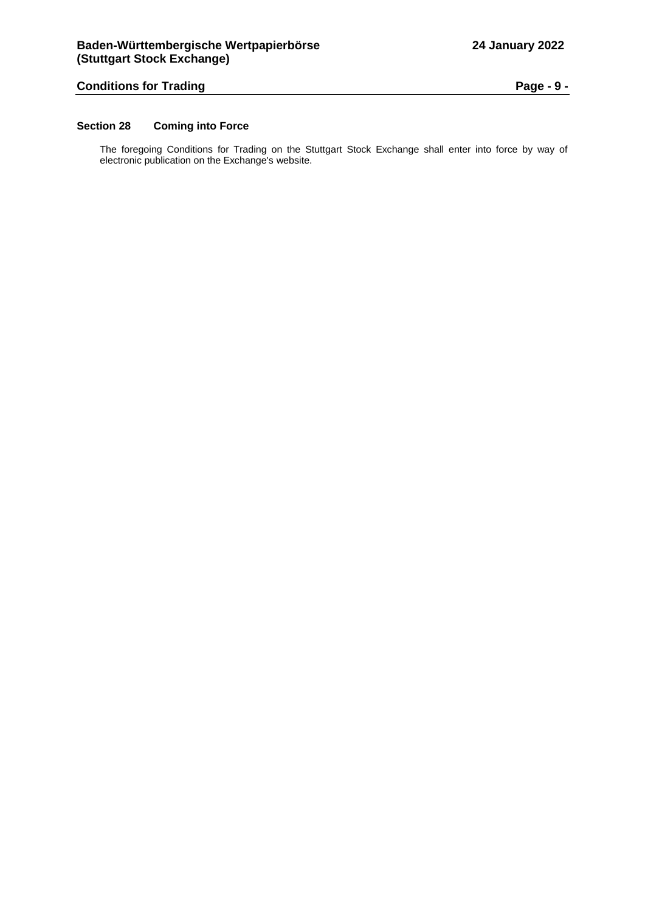### Section 28 Coming into Force

The foregoing Conditions for Trading on the Stuttgart Stock Exchange shall enter into force by way of electronic publication on the Exchange's website.